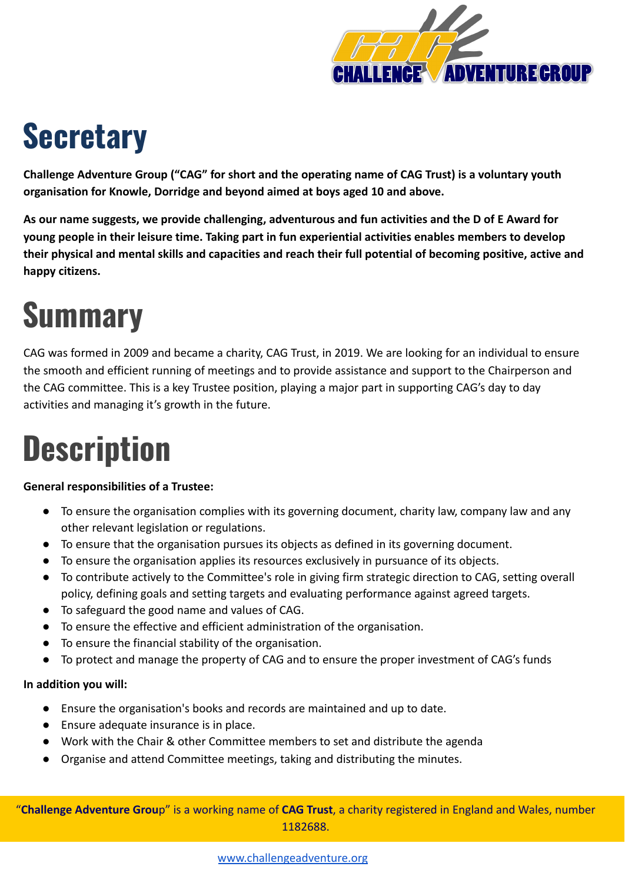# Secretary

**Challenge Adventure Group ("CAG" for short and the operating name of CAG Trust) is a voluntary youth organisation for Knowle, Dorridge and beyond aimed at boys aged 10 and above.**

**As our name suggests, we provide challenging, adventurous and fun activities and the D of E Award for young people in their leisure time. Taking part in fun experiential activities enables members to develop their physical and mental skills and capacities and reach their full potential of becoming positive, active and happy citizens.**

# Summary

CAG was formed in 2009 and became a charity, CAG Trust, in 2019. We are looking for an individual to ensure the smooth and efficient running of meetings and to provide assistance and support to the Chairperson and the CAG committee. This is a key Trustee position, playing a major part in supporting CAG's day to day activities and managing it's growth in the future.

# Description

**General responsibilities of a Trustee:**

- To ensure the organisation complies with its governing document, charity law, company law and any other relevant legislation or regulations.
- To ensure that the organisation pursues its objects as defined in its governing document.
- To ensure the organisation applies its resources exclusively in pursuance of its objects.
- To contribute actively to the Committee's role in giving firm strategic direction to CAG, setting overall policy, defining goals and setting targets and evaluating performance against agreed targets.
- To safeguard the good name and values of CAG.
- To ensure the effective and efficient administration of the organisation.
- To ensure the financial stability of the organisation.
- To protect and manage the property of CAG and to ensure the proper investment of CAG's funds

**In addition you will:**

- Ensure the organisation's books and records are maintained and up to date.
- Ensure adequate insurance is in place.
- Work with the Chair & other Committee members to set and distribute the agenda
- Organise and attend Committee meetings, taking and distributing the minutes.

"**Challenge Adventure Grou**p" is a working name of **CAG Trust**, a charity registered in England and Wales, number 1182688.

www.challengeadventure.org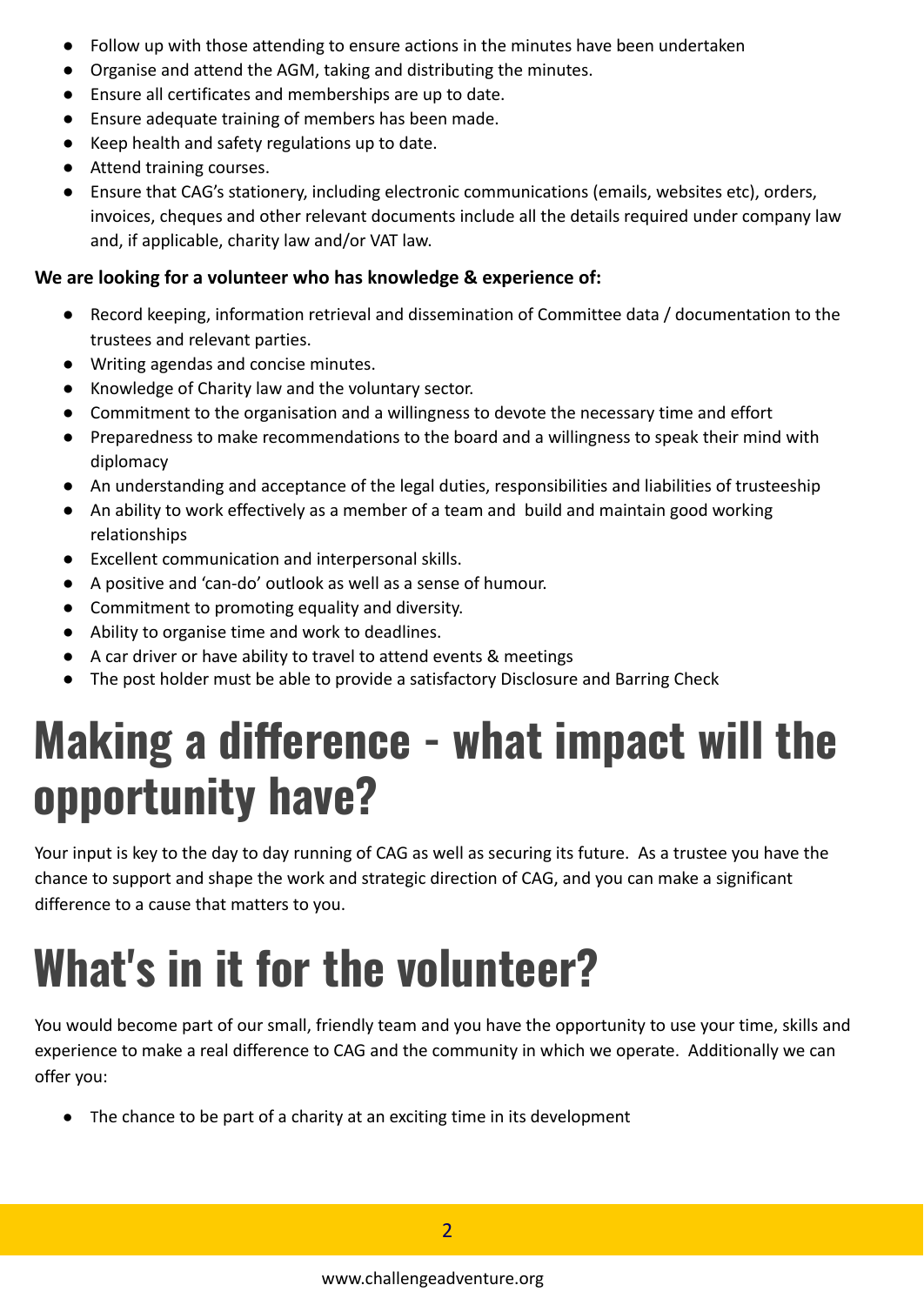- Follow up with those attending to ensure actions in the minutes have been undertaken
- Organise and attend the AGM, taking and distributing the minutes.
- Ensure all certificates and memberships are up to date.
- Ensure adequate training of members has been made.
- Keep health and safety regulations up to date.
- Attend training courses.
- Ensure that CAG's stationery, including electronic communications (emails, websites etc), orders, invoices, cheques and other relevant documents include all the details required under company law and, if applicable, charity law and/or VAT law.

**We are looking for a volunteer who has knowledge & experience of:**

- Record keeping, information retrieval and dissemination of Committee data / documentation to the trustees and relevant parties.
- Writing agendas and concise minutes.
- Knowledge of Charity law and the voluntary sector.
- Commitment to the organisation and a willingness to devote the necessary time and effort
- Preparedness to make recommendations to the board and a willingness to speak their mind with diplomacy
- An understanding and acceptance of the legal duties, responsibilities and liabilities of trusteeship
- An ability to work effectively as a member of a team and build and maintain good working relationships
- Excellent communication and interpersonal skills.
- A positive and 'can-do' outlook as well as a sense of humour.
- Commitment to promoting equality and diversity.
- Ability to organise time and work to deadlines.
- A car driver or have ability to travel to attend events & meetings
- The post holder must be able to provide a satisfactory Disclosure and Barring Check

# Making a difference - what impact will the opportunity have?

Your input is key to the day to day running of CAG as well as securing its future. As a trustee you have the chance to support and shape the work and strategic direction of CAG, and you can make a significant difference to a cause that matters to you.

# What's in it for the volunteer?

You would become part of our small, friendly team and you have the opportunity to use your time, skills and experience to make a real difference to CAG and the community in which we operate. Additionally we can offer you:

- The chance to be part of a charity at an exciting time in its development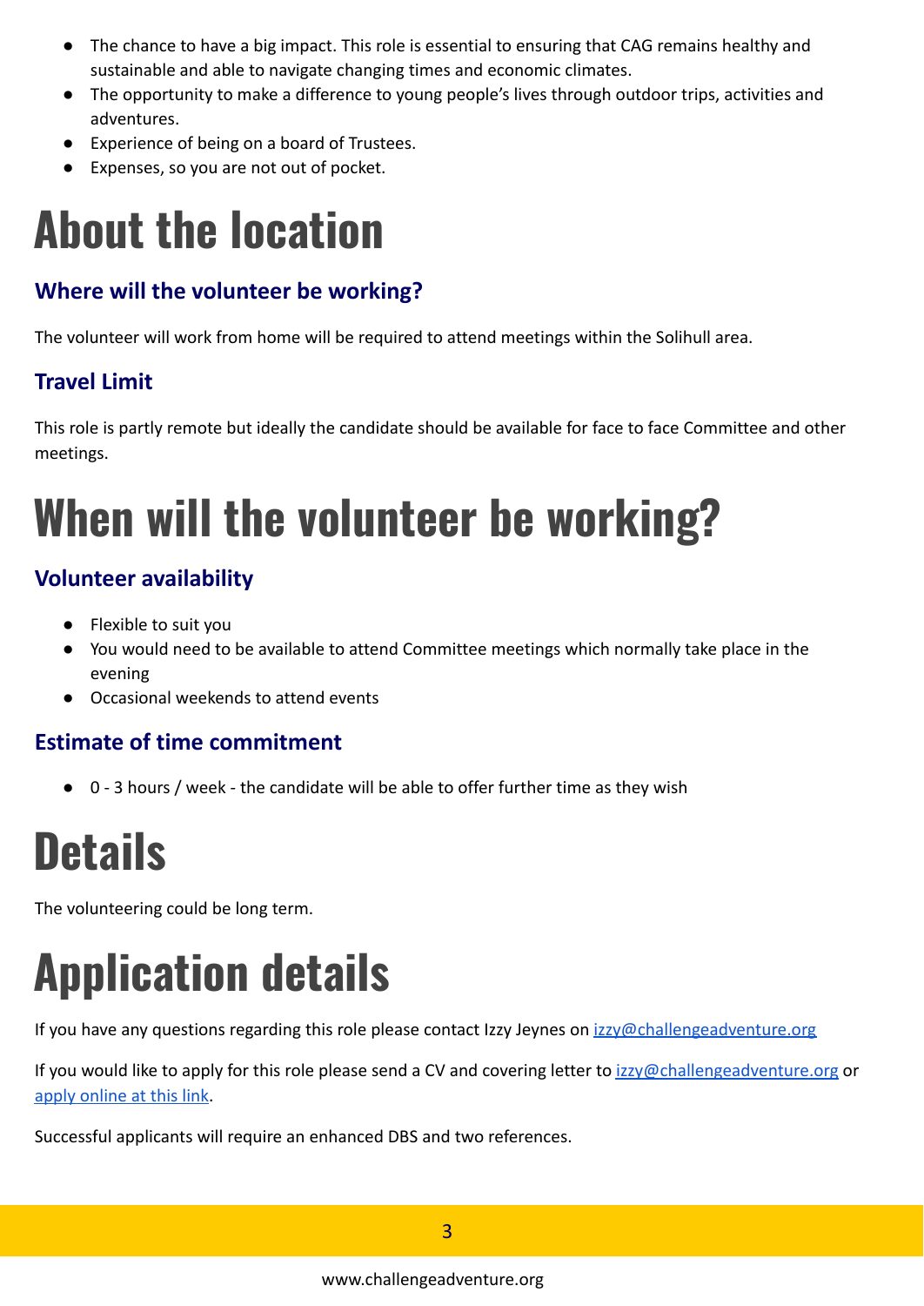- The chance to have a big impact. This role is essential to ensuring that CAG remains healthy and sustainable and able to navigate changing times and economic climates.
- The opportunity to make a difference to young people's lives through outdoor trips, activities and adventures.
- Experience of being on a board of Trustees.
- Expenses, so you are not out of pocket.

# About the location

### Where will the volunteer be working?

The volunteer will work from home will be required to attend meetings within the Solihull area.

### Travel Limit

This role is partly remote but ideally the candidate should be available for face to face Committee and other meetings.

# When will the volunteer be working?

### Volunteer availability

- Flexible to suit you
- You would need to be available to attend Committee meetings which normally take place in the evening
- Occasional weekends to attend events

### Estimate of time commitment

- 0 - 3 hours / week - the candidate will be able to offer further time as they wish

# Details

The volunteering could be long term.

# Application details

If you have any questions regarding this role please contact Izzy Jeynes on [izzy@challengeadventure.org](mailto:izzy@challengeadventure.org)

If you would like to apply for this role please send a CV and covering letter to [izzy@challengeadventure.org](mailto:izzy@challengeadventure.org) or apply online at this link.

Successful applicants will require an enhanced DBS and two references.